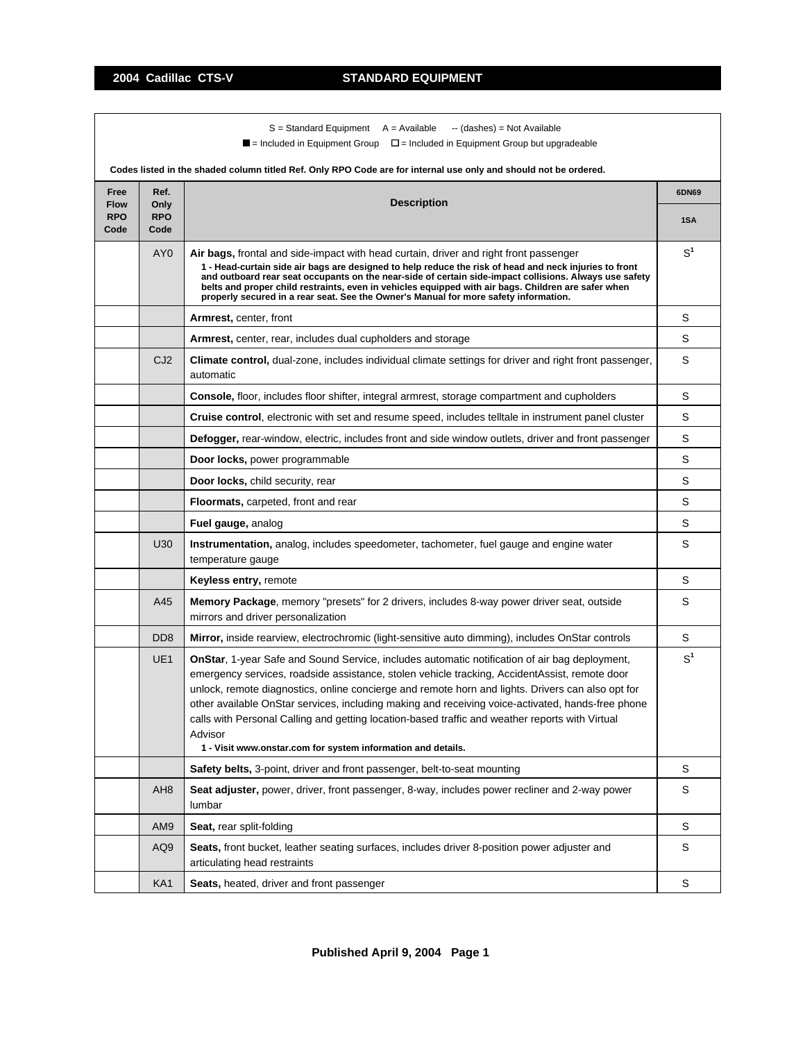## 2004 Cadillac CTS-V STANDARD EQUIPMENT

S = Standard Equipment A = Available -- (dashes) = Not Available

■ = Included in Equipment Group □ = Included in Equipment Group but upgradeable

**Codes listed in the shaded column titled Ref. Only RPO Code are for internal use only and should not be ordered.**

| Free Flow RPO Code | Ref. Only RPO Code | Description | 6DN69 |
|---|---|---|---|
| | | | 1SA |
| | AY0 | **Air bags,** frontal and side-impact with head curtain, driver and right front passenger<br>**1 - Head-curtain side air bags are designed to help reduce the risk of head and neck injuries to front and outboard rear seat occupants on the near-side of certain side-impact collisions. Always use safety belts and proper child restraints, even in vehicles equipped with air bags. Children are safer when properly secured in a rear seat. See the Owner's Manual for more safety information.** | S[1] |
| | | **Armrest,** center, front | S |
| | | **Armrest,** center, rear, includes dual cupholders and storage | S |
| | CJ2 | **Climate control,** dual-zone, includes individual climate settings for driver and right front passenger, automatic | S |
| | | **Console,** floor, includes floor shifter, integral armrest, storage compartment and cupholders | S |
| | | **Cruise control**, electronic with set and resume speed, includes telltale in instrument panel cluster | S |
| | | **Defogger,** rear-window, electric, includes front and side window outlets, driver and front passenger | S |
| | | **Door locks,** power programmable | S |
| | | **Door locks,** child security, rear | S |
| | | **Floormats,** carpeted, front and rear | S |
| | | **Fuel gauge,** analog | S |
| | U30 | **Instrumentation,** analog, includes speedometer, tachometer, fuel gauge and engine water temperature gauge | S |
| | | **Keyless entry,** remote | S |
| | A45 | **Memory Package**, memory "presets" for 2 drivers, includes 8-way power driver seat, outside mirrors and driver personalization | S |
| | DD8 | **Mirror,** inside rearview, electrochromic (light-sensitive auto dimming), includes OnStar controls | S |
| | UE1 | **OnStar**, 1-year Safe and Sound Service, includes automatic notification of air bag deployment, emergency services, roadside assistance, stolen vehicle tracking, AccidentAssist, remote door unlock, remote diagnostics, online concierge and remote horn and lights. Drivers can also opt for other available OnStar services, including making and receiving voice-activated, hands-free phone calls with Personal Calling and getting location-based traffic and weather reports with Virtual Advisor<br>**1 - Visit www.onstar.com for system information and details.** | S[1] |
| | | **Safety belts,** 3-point, driver and front passenger, belt-to-seat mounting | S |
| | AH8 | **Seat adjuster,** power, driver, front passenger, 8-way, includes power recliner and 2-way power lumbar | S |
| | AM9 | **Seat,** rear split-folding | S |
| | AQ9 | **Seats,** front bucket, leather seating surfaces, includes driver 8-position power adjuster and articulating head restraints | S |
| | KA1 | **Seats,** heated, driver and front passenger | S |

Published April 9, 2004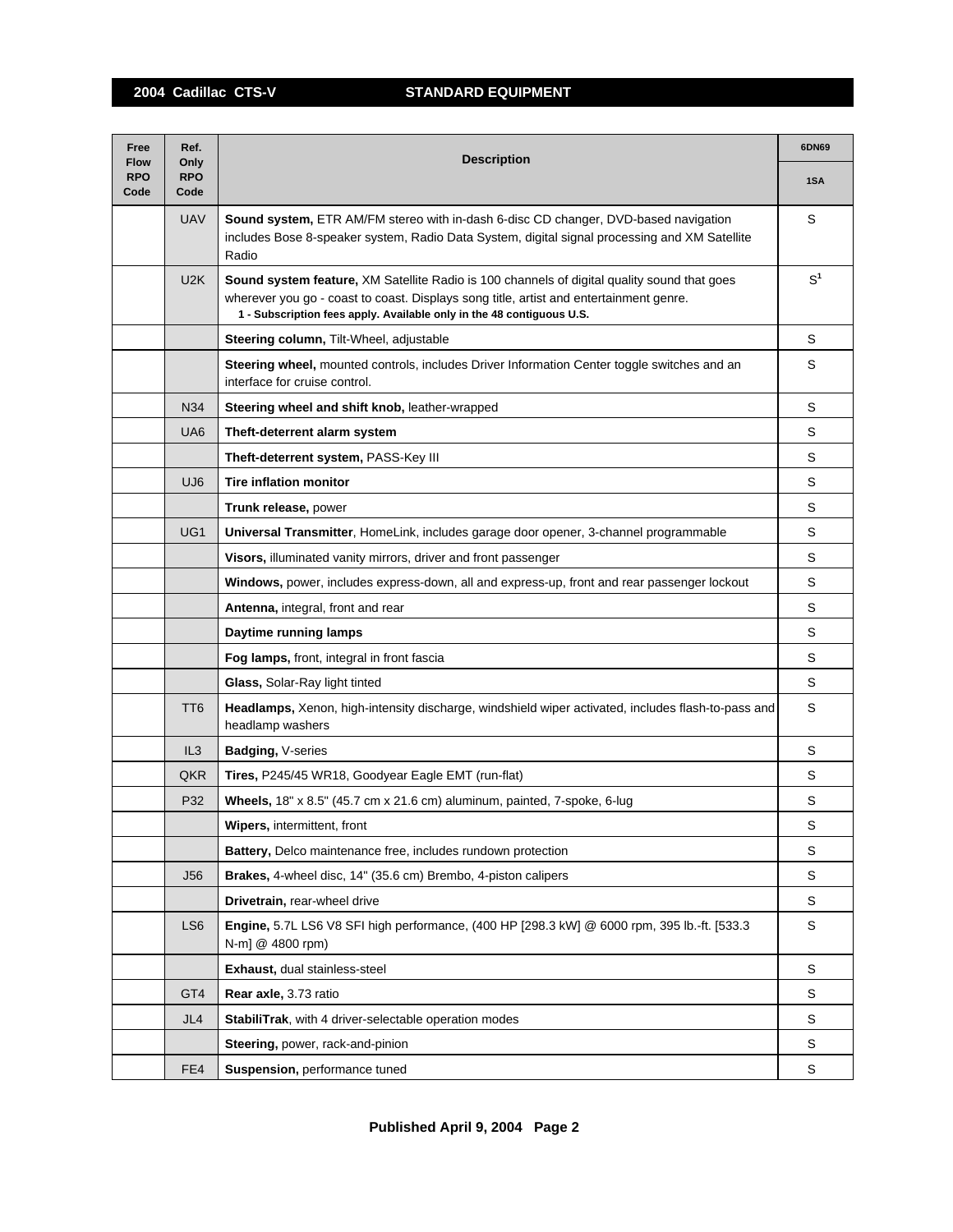# 2004 Cadillac CTS-V — STANDARD EQUIPMENT

| Free Flow RPO Code | Ref. Only RPO Code | Description | 6DN69 |
|---|---|---|---|
| | | | 1SA |
| | UAV | **Sound system,** ETR AM/FM stereo with in-dash 6-disc CD changer, DVD-based navigation includes Bose 8-speaker system, Radio Data System, digital signal processing and XM Satellite Radio | S |
| | U2K | **Sound system feature,** XM Satellite Radio is 100 channels of digital quality sound that goes wherever you go - coast to coast. Displays song title, artist and entertainment genre. **1 - Subscription fees apply. Available only in the 48 contiguous U.S.** | S[1] |
| | | **Steering column,** Tilt-Wheel, adjustable | S |
| | | **Steering wheel,** mounted controls, includes Driver Information Center toggle switches and an interface for cruise control. | S |
| | N34 | **Steering wheel and shift knob,** leather-wrapped | S |
| | UA6 | **Theft-deterrent alarm system** | S |
| | | **Theft-deterrent system,** PASS-Key III | S |
| | UJ6 | **Tire inflation monitor** | S |
| | | **Trunk release,** power | S |
| | UG1 | **Universal Transmitter**, HomeLink, includes garage door opener, 3-channel programmable | S |
| | | **Visors,** illuminated vanity mirrors, driver and front passenger | S |
| | | **Windows,** power, includes express-down, all and express-up, front and rear passenger lockout | S |
| | | **Antenna,** integral, front and rear | S |
| | | **Daytime running lamps** | S |
| | | **Fog lamps,** front, integral in front fascia | S |
| | | **Glass,** Solar-Ray light tinted | S |
| | TT6 | **Headlamps,** Xenon, high-intensity discharge, windshield wiper activated, includes flash-to-pass and headlamp washers | S |
| | IL3 | **Badging,** V-series | S |
| | QKR | **Tires,** P245/45 WR18, Goodyear Eagle EMT (run-flat) | S |
| | P32 | **Wheels,** 18" x 8.5" (45.7 cm x 21.6 cm) aluminum, painted, 7-spoke, 6-lug | S |
| | | **Wipers,** intermittent, front | S |
| | | **Battery,** Delco maintenance free, includes rundown protection | S |
| | J56 | **Brakes,** 4-wheel disc, 14" (35.6 cm) Brembo, 4-piston calipers | S |
| | | **Drivetrain,** rear-wheel drive | S |
| | LS6 | **Engine,** 5.7L LS6 V8 SFI high performance, (400 HP [298.3 kW] @ 6000 rpm, 395 lb.-ft. [533.3 N-m] @ 4800 rpm) | S |
| | | **Exhaust,** dual stainless-steel | S |
| | GT4 | **Rear axle,** 3.73 ratio | S |
| | JL4 | **StabiliTrak**, with 4 driver-selectable operation modes | S |
| | | **Steering,** power, rack-and-pinion | S |
| | FE4 | **Suspension,** performance tuned | S |

Published April 9, 2004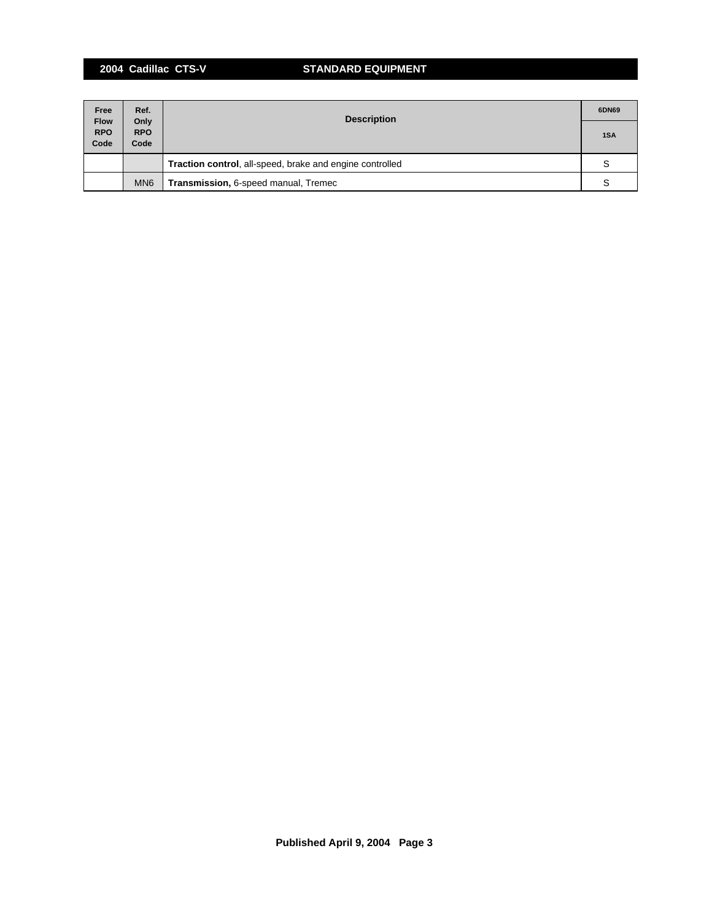| Free Flow RPO Code | Ref. Only RPO Code | Description | 6DN69 |
|---|---|---|---|
| | | | 1SA |
| | | **Traction control**, all-speed, brake and engine controlled | S |
| | MN6 | **Transmission,** 6-speed manual, Tremec | S |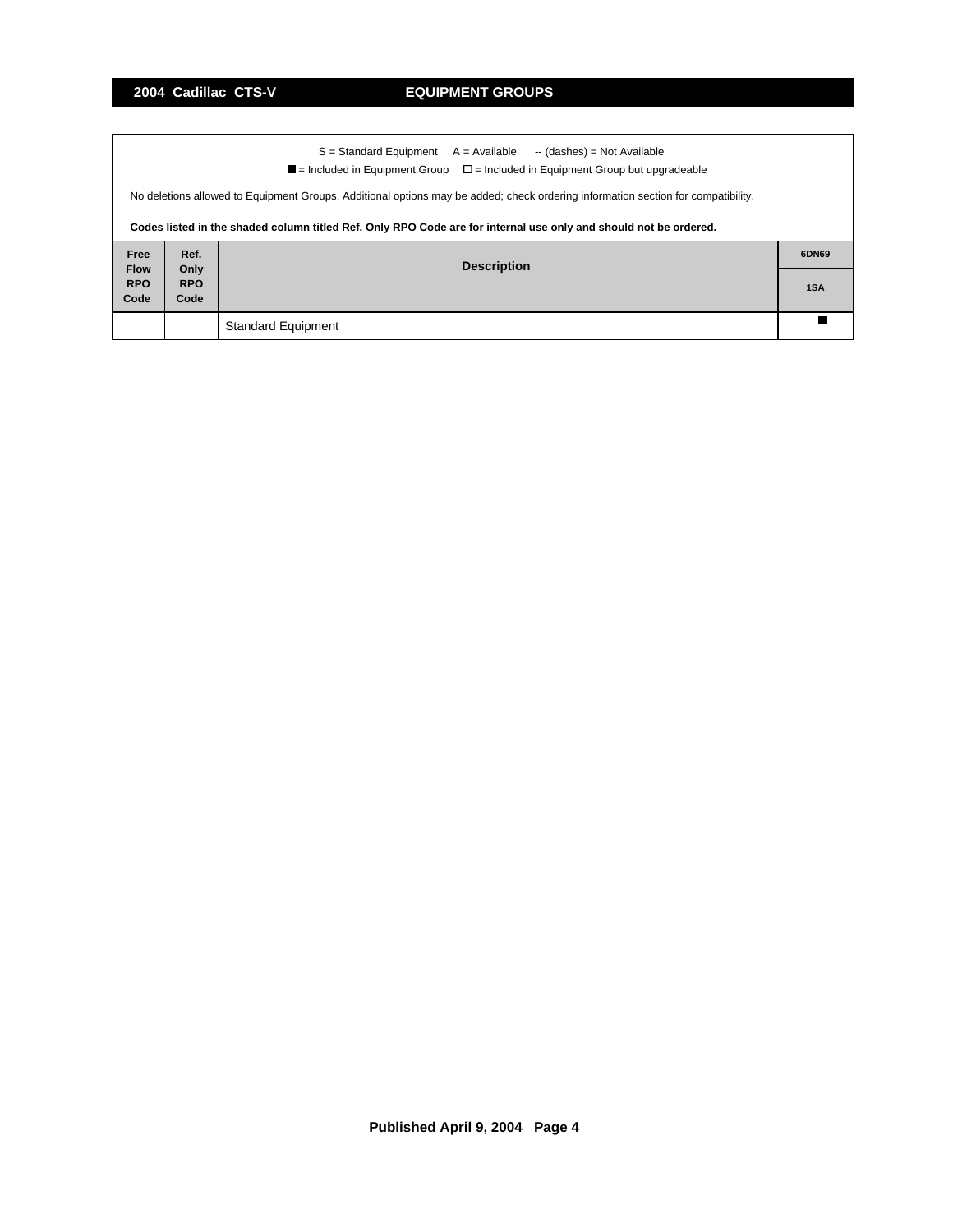## 2004 Cadillac CTS-V — EQUIPMENT GROUPS

S = Standard Equipment   A = Available   -- (dashes) = Not Available

■ = Included in Equipment Group   □ = Included in Equipment Group but upgradeable

No deletions allowed to Equipment Groups. Additional options may be added; check ordering information section for compatibility.

**Codes listed in the shaded column titled Ref. Only RPO Code are for internal use only and should not be ordered.**

| Free Flow RPO Code | Ref. Only RPO Code | Description | 6DN69 |
|---|---|---|---|
| | | | 1SA |
| | | Standard Equipment | ■ |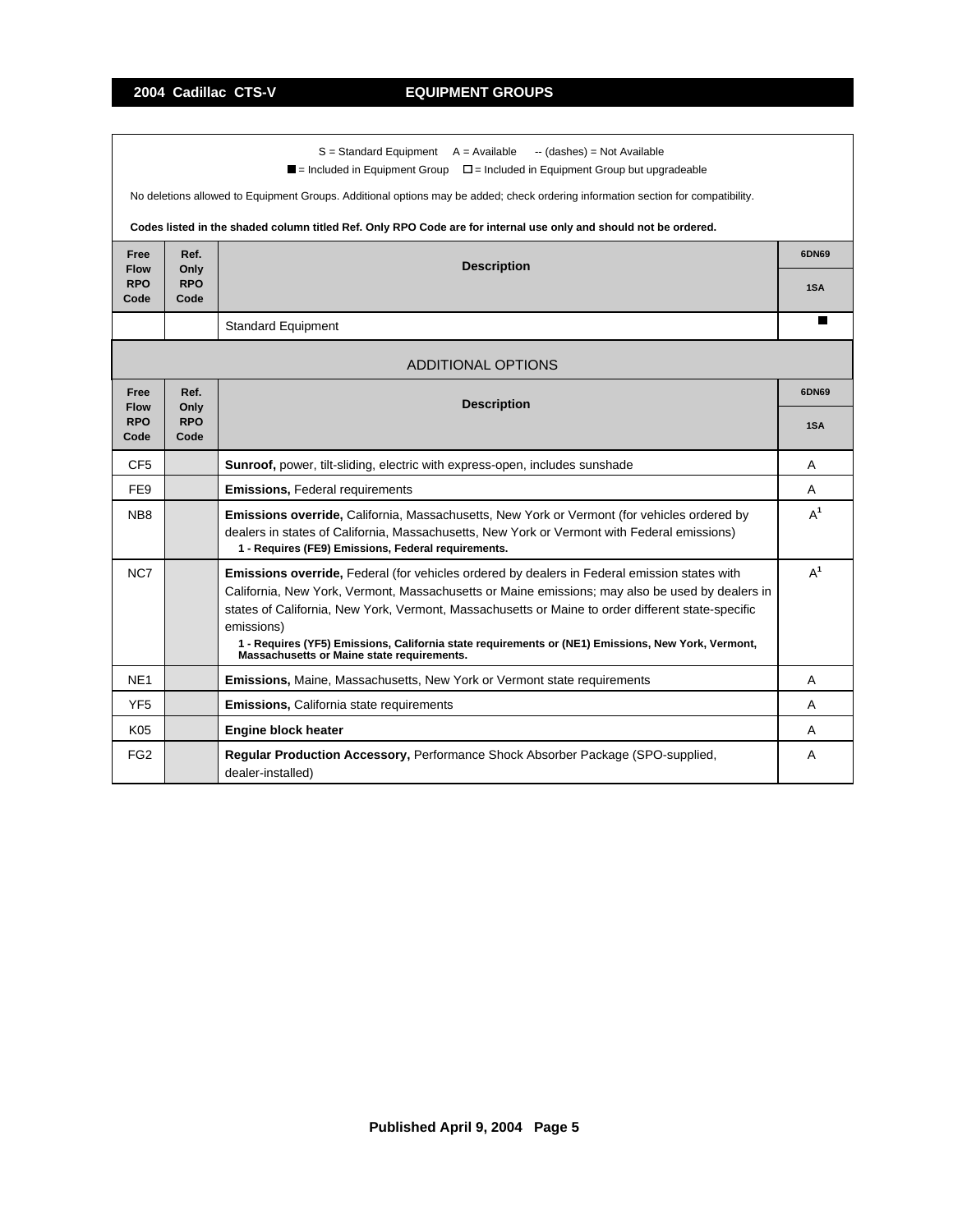## 2004 Cadillac CTS-V — EQUIPMENT GROUPS

S = Standard Equipment  A = Available  -- (dashes) = Not Available

■ = Included in Equipment Group  □ = Included in Equipment Group but upgradeable

No deletions allowed to Equipment Groups. Additional options may be added; check ordering information section for compatibility.

**Codes listed in the shaded column titled Ref. Only RPO Code are for internal use only and should not be ordered.**

| Free Flow RPO Code | Ref. Only RPO Code | Description | 6DN69 |
|---|---|---|---|
| | | | 1SA |
| | | Standard Equipment | ■ |

### ADDITIONAL OPTIONS

| Free Flow RPO Code | Ref. Only RPO Code | Description | 6DN69 |
|---|---|---|---|
| | | | 1SA |
| CF5 | | **Sunroof,** power, tilt-sliding, electric with express-open, includes sunshade | A |
| FE9 | | **Emissions,** Federal requirements | A |
| NB8 | | **Emissions override,** California, Massachusetts, New York or Vermont (for vehicles ordered by dealers in states of California, Massachusetts, New York or Vermont with Federal emissions) **1 - Requires (FE9) Emissions, Federal requirements.** | A[1] |
| NC7 | | **Emissions override,** Federal (for vehicles ordered by dealers in Federal emission states with California, New York, Vermont, Massachusetts or Maine emissions; may also be used by dealers in states of California, New York, Vermont, Massachusetts or Maine to order different state-specific emissions) **1 - Requires (YF5) Emissions, California state requirements or (NE1) Emissions, New York, Vermont, Massachusetts or Maine state requirements.** | A[1] |
| NE1 | | **Emissions,** Maine, Massachusetts, New York or Vermont state requirements | A |
| YF5 | | **Emissions,** California state requirements | A |
| K05 | | **Engine block heater** | A |
| FG2 | | **Regular Production Accessory,** Performance Shock Absorber Package (SPO-supplied, dealer-installed) | A |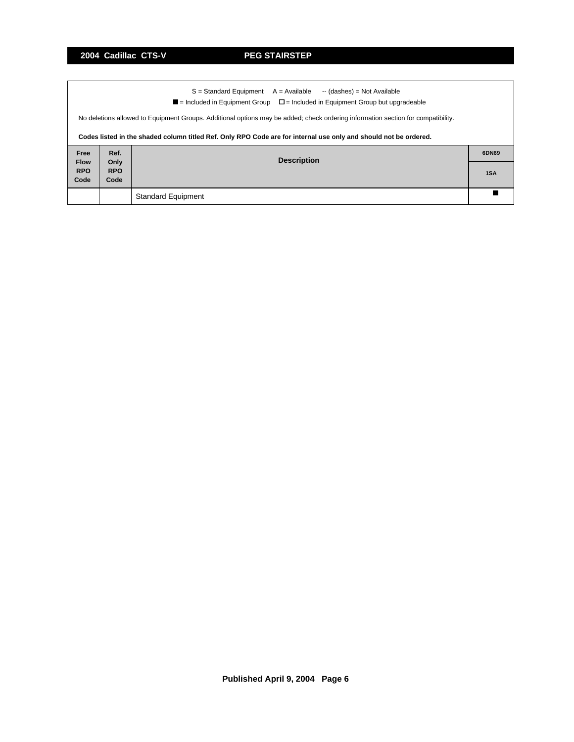## 2004 Cadillac CTS-V — PEG STAIRSTEP

S = Standard Equipment    A = Available    -- (dashes) = Not Available

■ = Included in Equipment Group    □ = Included in Equipment Group but upgradeable

No deletions allowed to Equipment Groups. Additional options may be added; check ordering information section for compatibility.

**Codes listed in the shaded column titled Ref. Only RPO Code are for internal use only and should not be ordered.**

| Free Flow RPO Code | Ref. Only RPO Code | Description | 6DN69 |
|---|---|---|---|
| | | | 1SA |
| | | Standard Equipment | ■ |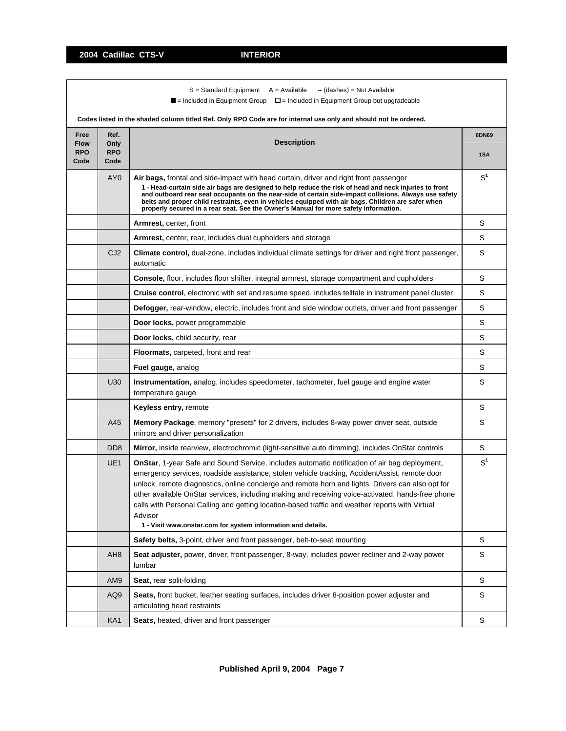## 2004 Cadillac CTS-V — INTERIOR

S = Standard Equipment  A = Available  -- (dashes) = Not Available

■ = Included in Equipment Group  □ = Included in Equipment Group but upgradeable

**Codes listed in the shaded column titled Ref. Only RPO Code are for internal use only and should not be ordered.**

| Free Flow RPO Code | Ref. Only RPO Code | Description | 6DN69 |
|---|---|---|---|
| | | | 1SA |
| | AY0 | **Air bags,** frontal and side-impact with head curtain, driver and right front passenger<br>**1 - Head-curtain side air bags are designed to help reduce the risk of head and neck injuries to front and outboard rear seat occupants on the near-side of certain side-impact collisions. Always use safety belts and proper child restraints, even in vehicles equipped with air bags. Children are safer when properly secured in a rear seat. See the Owner's Manual for more safety information.** | S[1] |
| | | **Armrest,** center, front | S |
| | | **Armrest,** center, rear, includes dual cupholders and storage | S |
| | CJ2 | **Climate control,** dual-zone, includes individual climate settings for driver and right front passenger, automatic | S |
| | | **Console,** floor, includes floor shifter, integral armrest, storage compartment and cupholders | S |
| | | **Cruise control**, electronic with set and resume speed, includes telltale in instrument panel cluster | S |
| | | **Defogger,** rear-window, electric, includes front and side window outlets, driver and front passenger | S |
| | | **Door locks,** power programmable | S |
| | | **Door locks,** child security, rear | S |
| | | **Floormats,** carpeted, front and rear | S |
| | | **Fuel gauge,** analog | S |
| | U30 | **Instrumentation,** analog, includes speedometer, tachometer, fuel gauge and engine water temperature gauge | S |
| | | **Keyless entry,** remote | S |
| | A45 | **Memory Package**, memory "presets" for 2 drivers, includes 8-way power driver seat, outside mirrors and driver personalization | S |
| | DD8 | **Mirror,** inside rearview, electrochromic (light-sensitive auto dimming), includes OnStar controls | S |
| | UE1 | **OnStar**, 1-year Safe and Sound Service, includes automatic notification of air bag deployment, emergency services, roadside assistance, stolen vehicle tracking, AccidentAssist, remote door unlock, remote diagnostics, online concierge and remote horn and lights. Drivers can also opt for other available OnStar services, including making and receiving voice-activated, hands-free phone calls with Personal Calling and getting location-based traffic and weather reports with Virtual Advisor<br>**1 - Visit www.onstar.com for system information and details.** | S[1] |
| | | **Safety belts,** 3-point, driver and front passenger, belt-to-seat mounting | S |
| | AH8 | **Seat adjuster,** power, driver, front passenger, 8-way, includes power recliner and 2-way power lumbar | S |
| | AM9 | **Seat,** rear split-folding | S |
| | AQ9 | **Seats,** front bucket, leather seating surfaces, includes driver 8-position power adjuster and articulating head restraints | S |
| | KA1 | **Seats,** heated, driver and front passenger | S |

**Published April 9, 2004**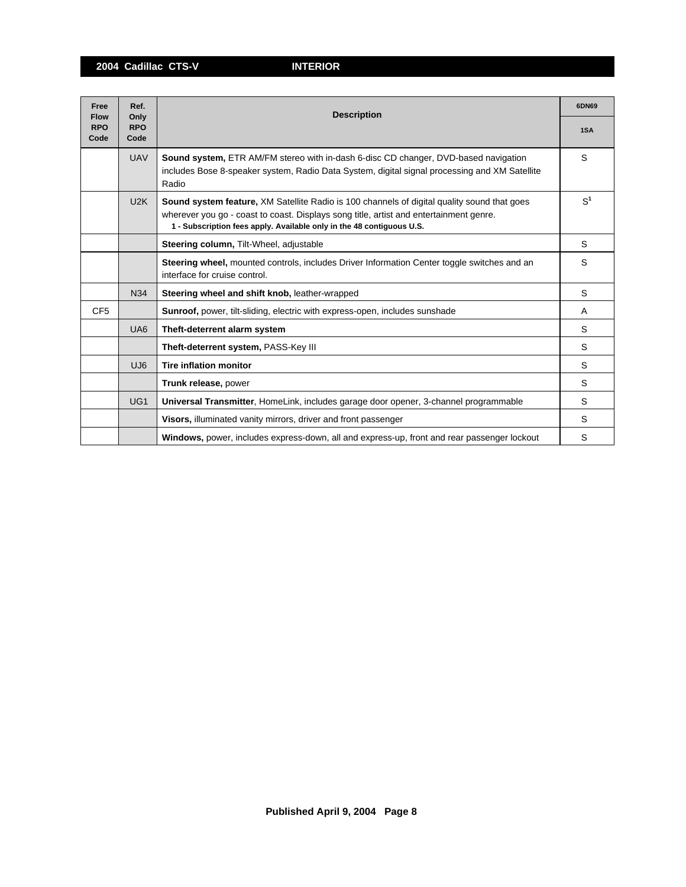## 2004 Cadillac CTS-V — INTERIOR

| Free Flow RPO Code | Ref. Only RPO Code | Description | 6DN69 |
|---|---|---|---|
| | | | 1SA |
| | UAV | **Sound system,** ETR AM/FM stereo with in-dash 6-disc CD changer, DVD-based navigation includes Bose 8-speaker system, Radio Data System, digital signal processing and XM Satellite Radio | S |
| | U2K | **Sound system feature,** XM Satellite Radio is 100 channels of digital quality sound that goes wherever you go - coast to coast. Displays song title, artist and entertainment genre. **1 - Subscription fees apply. Available only in the 48 contiguous U.S.** | S[1] |
| | | **Steering column,** Tilt-Wheel, adjustable | S |
| | | **Steering wheel,** mounted controls, includes Driver Information Center toggle switches and an interface for cruise control. | S |
| | N34 | **Steering wheel and shift knob,** leather-wrapped | S |
| CF5 | | **Sunroof,** power, tilt-sliding, electric with express-open, includes sunshade | A |
| | UA6 | **Theft-deterrent alarm system** | S |
| | | **Theft-deterrent system,** PASS-Key III | S |
| | UJ6 | **Tire inflation monitor** | S |
| | | **Trunk release,** power | S |
| | UG1 | **Universal Transmitter**, HomeLink, includes garage door opener, 3-channel programmable | S |
| | | **Visors,** illuminated vanity mirrors, driver and front passenger | S |
| | | **Windows,** power, includes express-down, all and express-up, front and rear passenger lockout | S |

**Published April 9, 2004**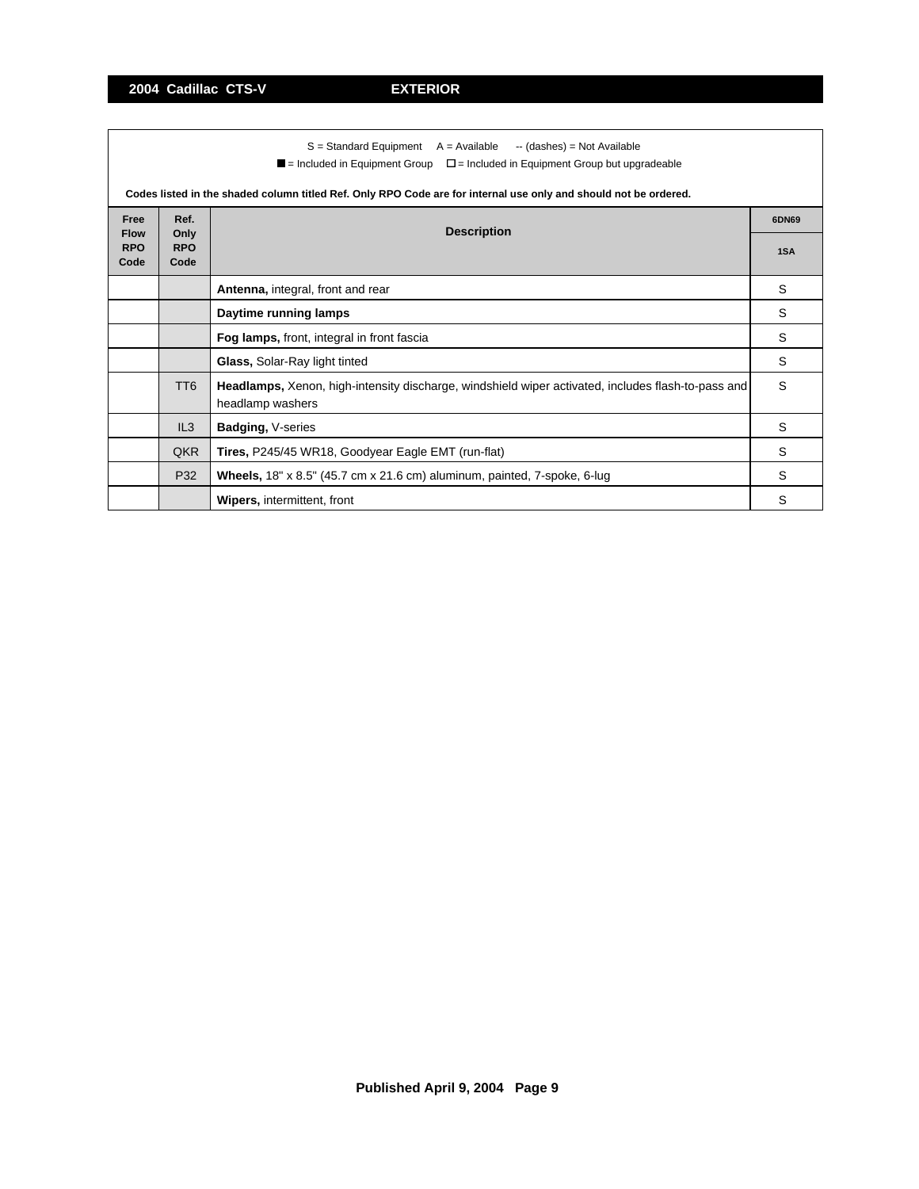## 2004 Cadillac CTS-V — EXTERIOR

S = Standard Equipment    A = Available    -- (dashes) = Not Available

■ = Included in Equipment Group    □ = Included in Equipment Group but upgradeable

**Codes listed in the shaded column titled Ref. Only RPO Code are for internal use only and should not be ordered.**

| Free Flow RPO Code | Ref. Only RPO Code | Description | 6DN69 |
|---|---|---|---|
| | | | 1SA |
| | | **Antenna,** integral, front and rear | S |
| | | **Daytime running lamps** | S |
| | | **Fog lamps,** front, integral in front fascia | S |
| | | **Glass,** Solar-Ray light tinted | S |
| | TT6 | **Headlamps,** Xenon, high-intensity discharge, windshield wiper activated, includes flash-to-pass and headlamp washers | S |
| | IL3 | **Badging,** V-series | S |
| | QKR | **Tires,** P245/45 WR18, Goodyear Eagle EMT (run-flat) | S |
| | P32 | **Wheels,** 18" x 8.5" (45.7 cm x 21.6 cm) aluminum, painted, 7-spoke, 6-lug | S |
| | | **Wipers,** intermittent, front | S |

Published April 9, 2004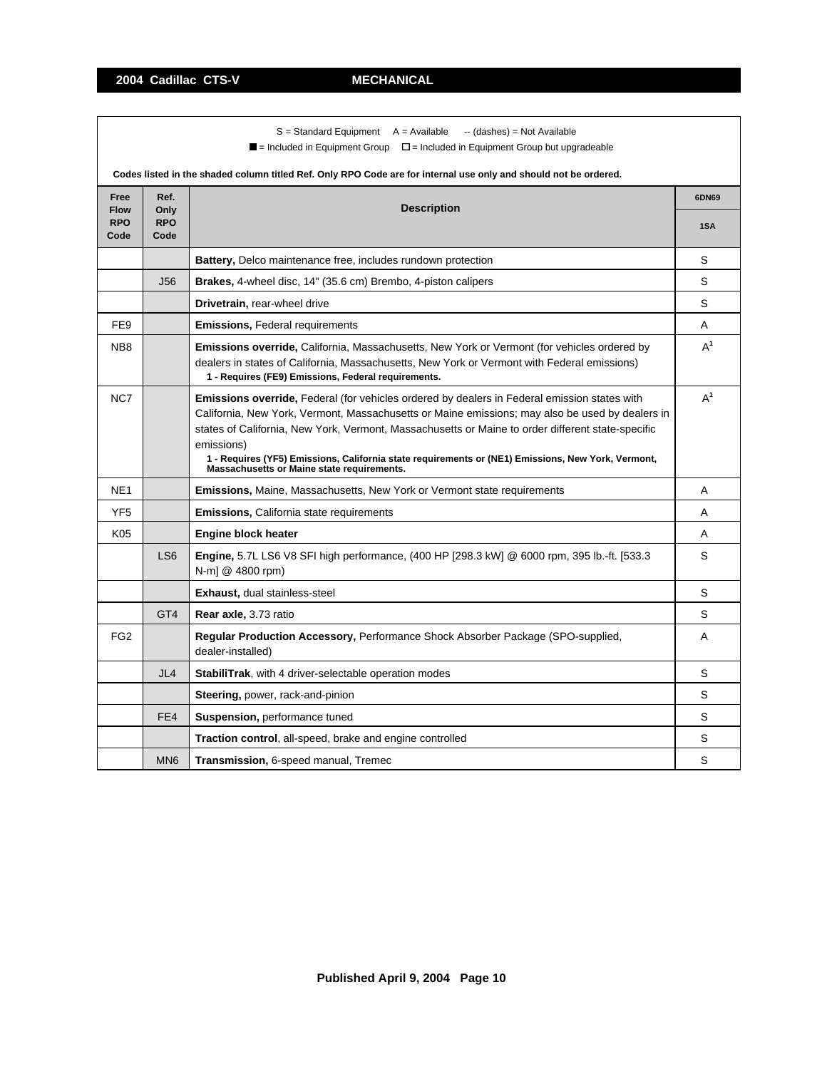## 2004 Cadillac CTS-V — MECHANICAL

S = Standard Equipment A = Available -- (dashes) = Not Available

■ = Included in Equipment Group □ = Included in Equipment Group but upgradeable

**Codes listed in the shaded column titled Ref. Only RPO Code are for internal use only and should not be ordered.**

| Free Flow RPO Code | Ref. Only RPO Code | Description | 6DN69 |
|---|---|---|---|
| | | | 1SA |
| | | **Battery,** Delco maintenance free, includes rundown protection | S |
| | J56 | **Brakes,** 4-wheel disc, 14" (35.6 cm) Brembo, 4-piston calipers | S |
| | | **Drivetrain,** rear-wheel drive | S |
| FE9 | | **Emissions,** Federal requirements | A |
| NB8 | | **Emissions override,** California, Massachusetts, New York or Vermont (for vehicles ordered by dealers in states of California, Massachusetts, New York or Vermont with Federal emissions) **1 - Requires (FE9) Emissions, Federal requirements.** | A[1] |
| NC7 | | **Emissions override,** Federal (for vehicles ordered by dealers in Federal emission states with California, New York, Vermont, Massachusetts or Maine emissions; may also be used by dealers in states of California, New York, Vermont, Massachusetts or Maine to order different state-specific emissions) **1 - Requires (YF5) Emissions, California state requirements or (NE1) Emissions, New York, Vermont, Massachusetts or Maine state requirements.** | A[1] |
| NE1 | | **Emissions,** Maine, Massachusetts, New York or Vermont state requirements | A |
| YF5 | | **Emissions,** California state requirements | A |
| K05 | | **Engine block heater** | A |
| | LS6 | **Engine,** 5.7L LS6 V8 SFI high performance, (400 HP [298.3 kW] @ 6000 rpm, 395 lb.-ft. [533.3 N-m] @ 4800 rpm) | S |
| | | **Exhaust,** dual stainless-steel | S |
| | GT4 | **Rear axle,** 3.73 ratio | S |
| FG2 | | **Regular Production Accessory,** Performance Shock Absorber Package (SPO-supplied, dealer-installed) | A |
| | JL4 | **StabiliTrak**, with 4 driver-selectable operation modes | S |
| | | **Steering,** power, rack-and-pinion | S |
| | FE4 | **Suspension,** performance tuned | S |
| | | **Traction control**, all-speed, brake and engine controlled | S |
| | MN6 | **Transmission,** 6-speed manual, Tremec | S |

**Published April 9, 2004**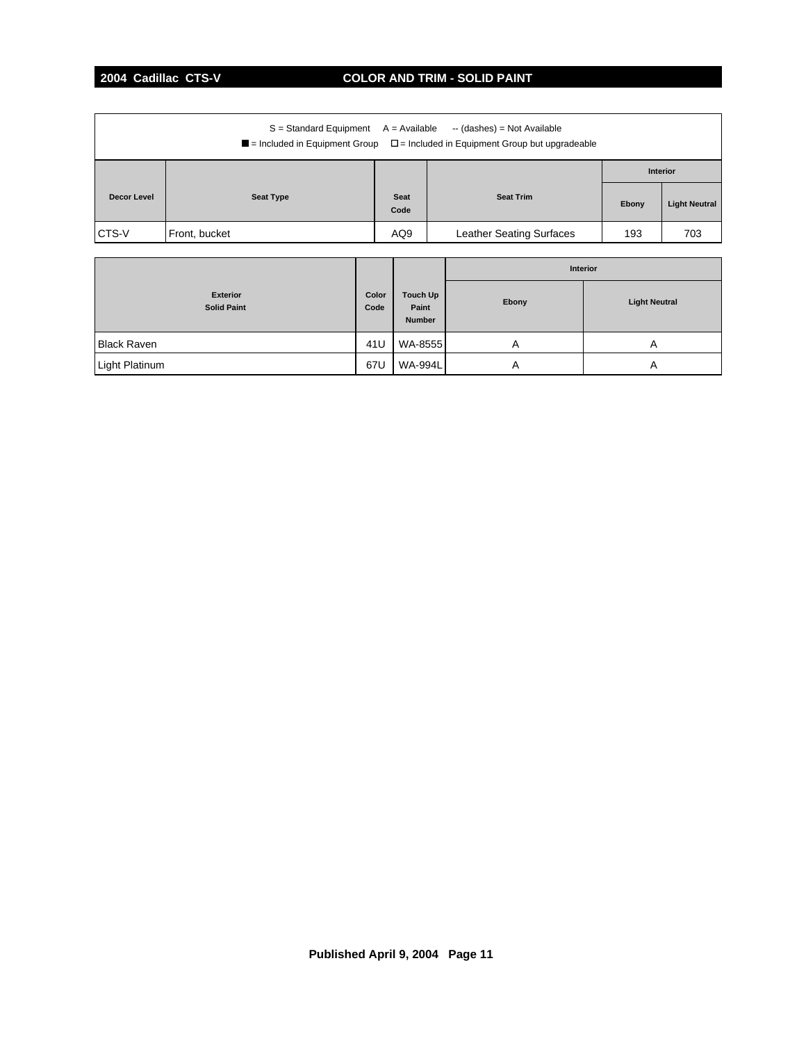## 2004 Cadillac CTS-V — COLOR AND TRIM - SOLID PAINT

S = Standard Equipment A = Available -- (dashes) = Not Available
■ = Included in Equipment Group □ = Included in Equipment Group but upgradeable

| Decor Level | Seat Type | Seat Code | Seat Trim | Interior | |
|---|---|---|---|---|---|
| | | | | Ebony | Light Neutral |
| CTS-V | Front, bucket | AQ9 | Leather Seating Surfaces | 193 | 703 |

| Exterior Solid Paint | Color Code | Touch Up Paint Number | Interior | |
|---|---|---|---|---|
| | | | Ebony | Light Neutral |
| Black Raven | 41U | WA-8555 | A | A |
| Light Platinum | 67U | WA-994L | A | A |

**Published April 9, 2004**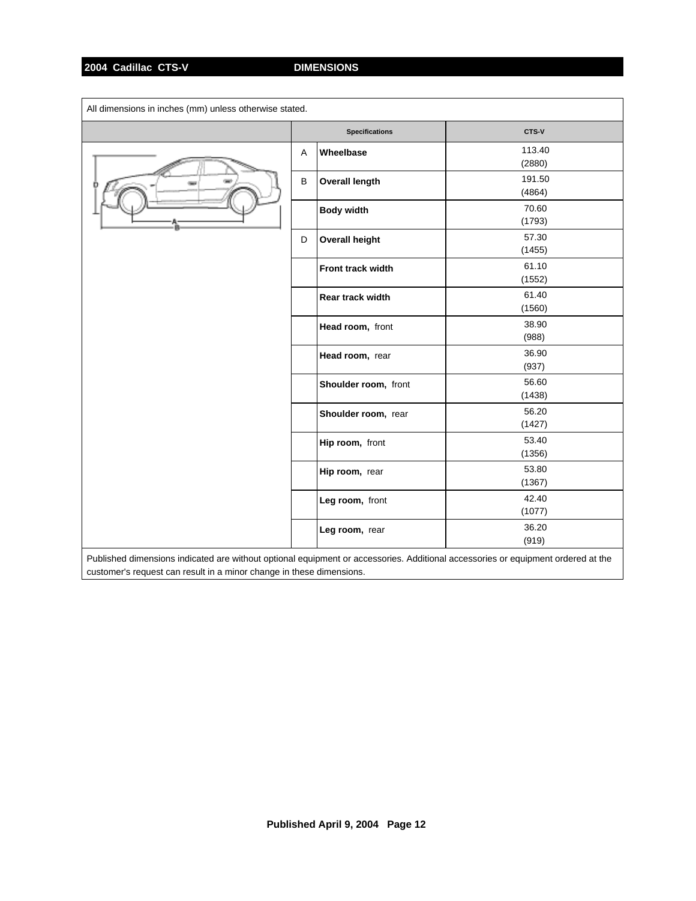## 2004 Cadillac CTS-V — DIMENSIONS

All dimensions in inches (mm) unless otherwise stated.

| | Specifications | CTS-V |
|---|---|---|
| A | **Wheelbase** | 113.40 (2880) |
| B | **Overall length** | 191.50 (4864) |
| | **Body width** | 70.60 (1793) |
| D | **Overall height** | 57.30 (1455) |
| | **Front track width** | 61.10 (1552) |
| | **Rear track width** | 61.40 (1560) |
| | **Head room,** front | 38.90 (988) |
| | **Head room,** rear | 36.90 (937) |
| | **Shoulder room,** front | 56.60 (1438) |
| | **Shoulder room,** rear | 56.20 (1427) |
| | **Hip room,** front | 53.40 (1356) |
| | **Hip room,** rear | 53.80 (1367) |
| | **Leg room,** front | 42.40 (1077) |
| | **Leg room,** rear | 36.20 (919) |

Published dimensions indicated are without optional equipment or accessories. Additional accessories or equipment ordered at the customer's request can result in a minor change in these dimensions.

Published April 9, 2004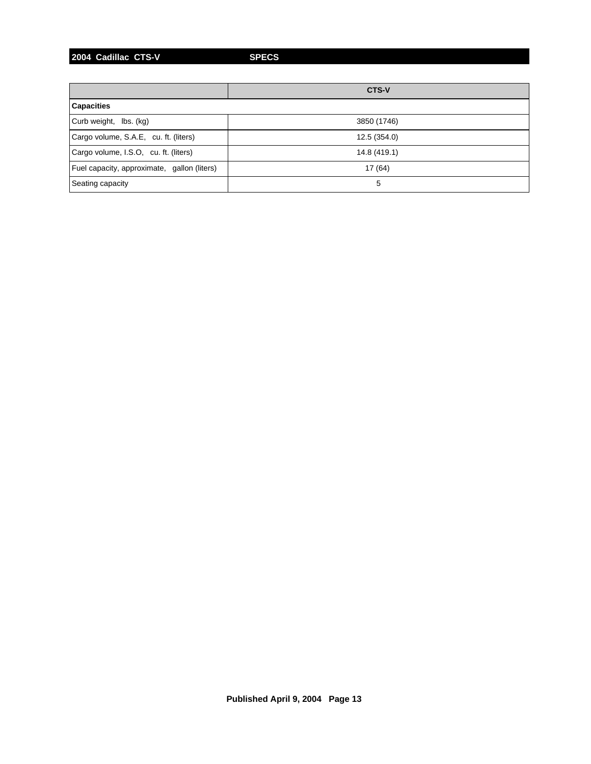## 2004 Cadillac CTS-V SPECS

| | CTS-V |
|---|---|
| **Capacities** | |
| Curb weight, lbs. (kg) | 3850 (1746) |
| Cargo volume, S.A.E, cu. ft. (liters) | 12.5 (354.0) |
| Cargo volume, I.S.O, cu. ft. (liters) | 14.8 (419.1) |
| Fuel capacity, approximate, gallon (liters) | 17 (64) |
| Seating capacity | 5 |

**Published April 9, 2004**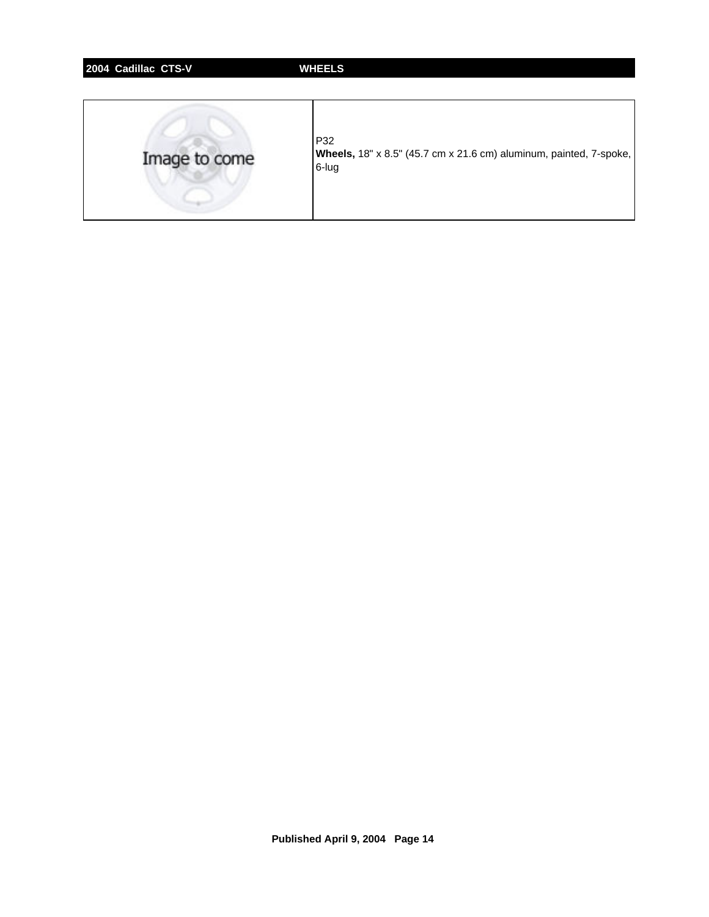**2004 Cadillac CTS-V** **WHEELS**

| | |
|---|---|
| Image to come | P32<br>**Wheels,** 18" x 8.5" (45.7 cm x 21.6 cm) aluminum, painted, 7-spoke, 6-lug |

**Published April 9, 2004**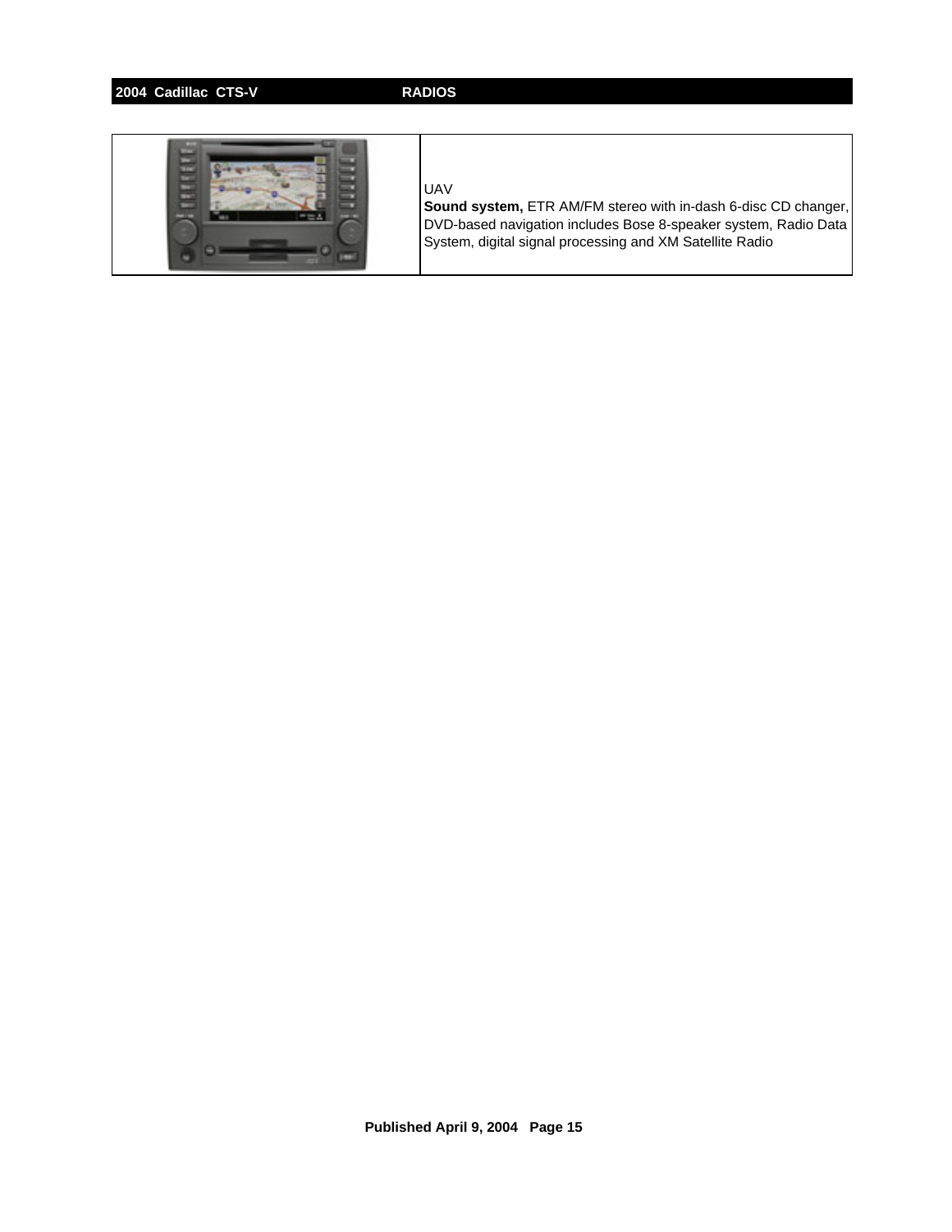| | |
|---|---|
| | UAV<br>**Sound system,** ETR AM/FM stereo with in-dash 6-disc CD changer, DVD-based navigation includes Bose 8-speaker system, Radio Data System, digital signal processing and XM Satellite Radio |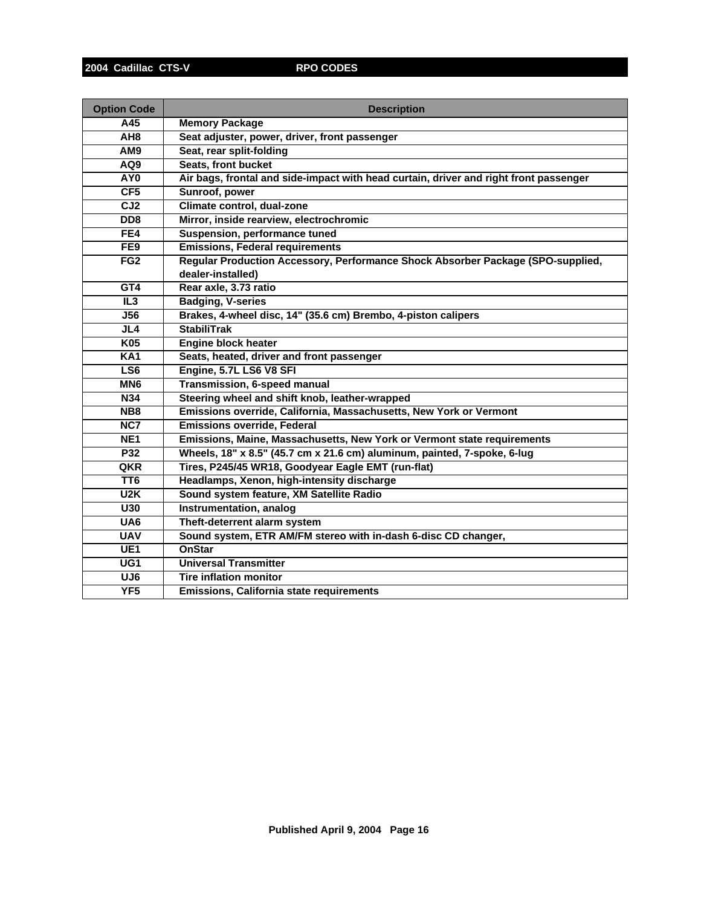## 2004 Cadillac CTS-V RPO CODES

| Option Code | Description |
|---|---|
| A45 | Memory Package |
| AH8 | Seat adjuster, power, driver, front passenger |
| AM9 | Seat, rear split-folding |
| AQ9 | Seats, front bucket |
| AY0 | Air bags, frontal and side-impact with head curtain, driver and right front passenger |
| CF5 | Sunroof, power |
| CJ2 | Climate control, dual-zone |
| DD8 | Mirror, inside rearview, electrochromic |
| FE4 | Suspension, performance tuned |
| FE9 | Emissions, Federal requirements |
| FG2 | Regular Production Accessory, Performance Shock Absorber Package (SPO-supplied, dealer-installed) |
| GT4 | Rear axle, 3.73 ratio |
| IL3 | Badging, V-series |
| J56 | Brakes, 4-wheel disc, 14" (35.6 cm) Brembo, 4-piston calipers |
| JL4 | StabiliTrak |
| K05 | Engine block heater |
| KA1 | Seats, heated, driver and front passenger |
| LS6 | Engine, 5.7L LS6 V8 SFI |
| MN6 | Transmission, 6-speed manual |
| N34 | Steering wheel and shift knob, leather-wrapped |
| NB8 | Emissions override, California, Massachusetts, New York or Vermont |
| NC7 | Emissions override, Federal |
| NE1 | Emissions, Maine, Massachusetts, New York or Vermont state requirements |
| P32 | Wheels, 18" x 8.5" (45.7 cm x 21.6 cm) aluminum, painted, 7-spoke, 6-lug |
| QKR | Tires, P245/45 WR18, Goodyear Eagle EMT (run-flat) |
| TT6 | Headlamps, Xenon, high-intensity discharge |
| U2K | Sound system feature, XM Satellite Radio |
| U30 | Instrumentation, analog |
| UA6 | Theft-deterrent alarm system |
| UAV | Sound system, ETR AM/FM stereo with in-dash 6-disc CD changer, |
| UE1 | OnStar |
| UG1 | Universal Transmitter |
| UJ6 | Tire inflation monitor |
| YF5 | Emissions, California state requirements |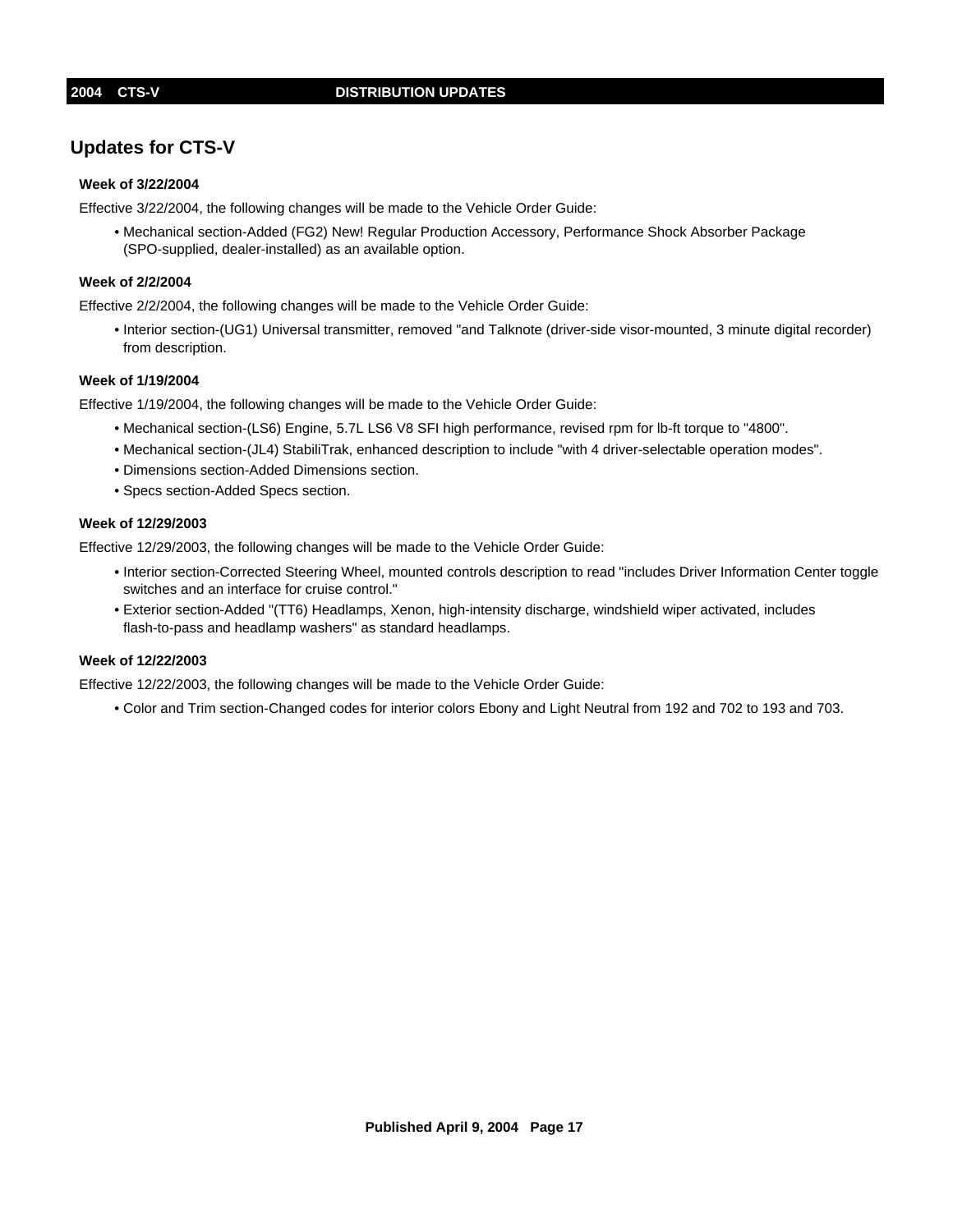## Updates for CTS-V

### Week of 3/22/2004

Effective 3/22/2004, the following changes will be made to the Vehicle Order Guide:

- Mechanical section-Added (FG2) New! Regular Production Accessory, Performance Shock Absorber Package (SPO-supplied, dealer-installed) as an available option.

### Week of 2/2/2004

Effective 2/2/2004, the following changes will be made to the Vehicle Order Guide:

- Interior section-(UG1) Universal transmitter, removed "and Talknote (driver-side visor-mounted, 3 minute digital recorder) from description.

### Week of 1/19/2004

Effective 1/19/2004, the following changes will be made to the Vehicle Order Guide:

- Mechanical section-(LS6) Engine, 5.7L LS6 V8 SFI high performance, revised rpm for lb-ft torque to "4800".
- Mechanical section-(JL4) StabiliTrak, enhanced description to include "with 4 driver-selectable operation modes".
- Dimensions section-Added Dimensions section.
- Specs section-Added Specs section.

### Week of 12/29/2003

Effective 12/29/2003, the following changes will be made to the Vehicle Order Guide:

- Interior section-Corrected Steering Wheel, mounted controls description to read "includes Driver Information Center toggle switches and an interface for cruise control."
- Exterior section-Added "(TT6) Headlamps, Xenon, high-intensity discharge, windshield wiper activated, includes flash-to-pass and headlamp washers" as standard headlamps.

### Week of 12/22/2003

Effective 12/22/2003, the following changes will be made to the Vehicle Order Guide:

- Color and Trim section-Changed codes for interior colors Ebony and Light Neutral from 192 and 702 to 193 and 703.